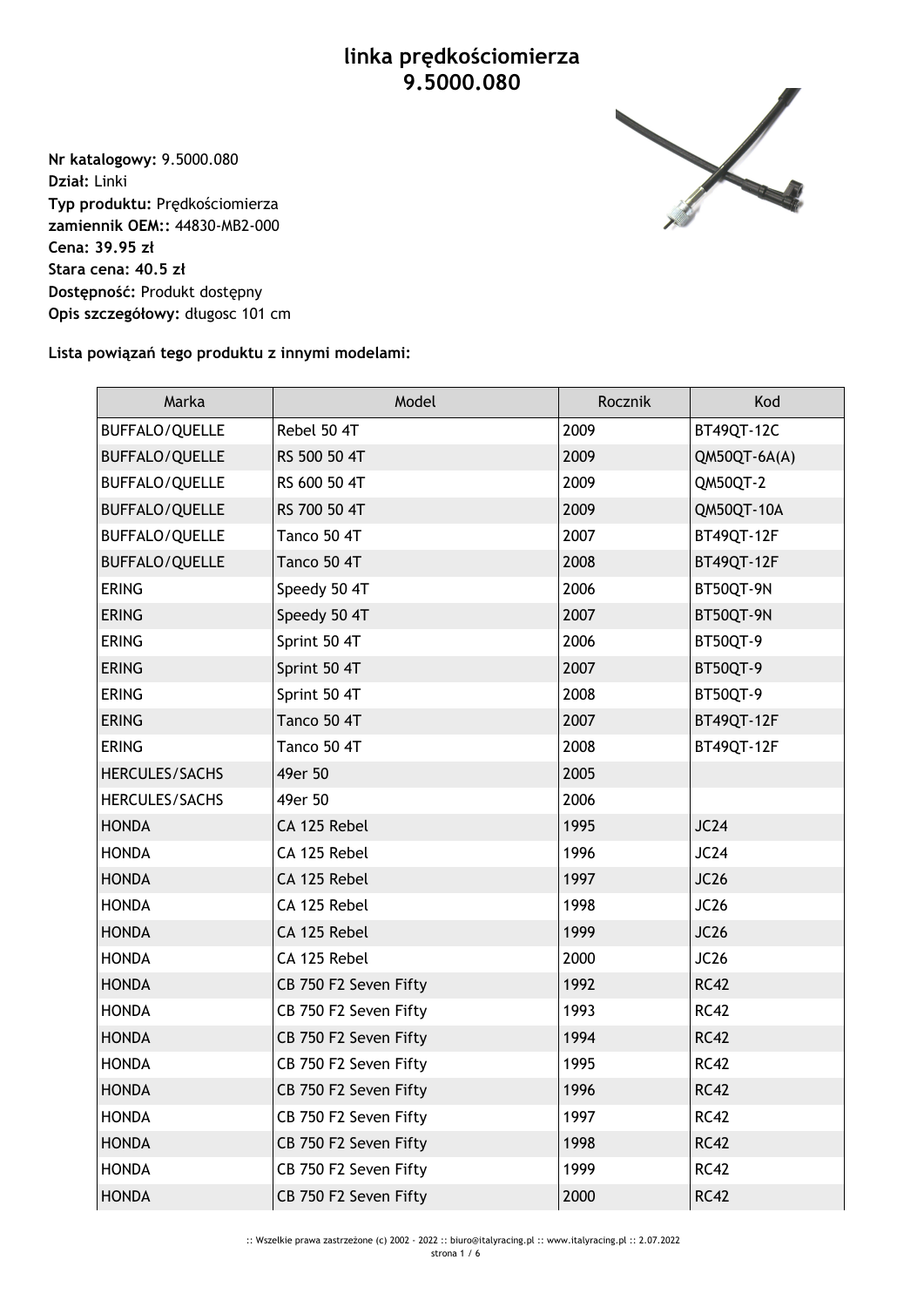# linka prędkościomierza 9.5000.080

**Nr katalogowy:** 9.5000.080
**Dział:** Linki
**Typ produktu:** Prędkościomierza
**zamiennik OEM::** 44830-MB2-000
**Cena: 39.95 zł**
**Stara cena: 40.5 zł**
**Dostępność:** Produkt dostępny
**Opis szczegółowy:** długosc 101 cm

**Lista powiązań tego produktu z innymi modelami:**

| Marka | Model | Rocznik | Kod |
|---|---|---|---|
| BUFFALO/QUELLE | Rebel 50 4T | 2009 | BT49QT-12C |
| BUFFALO/QUELLE | RS 500 50 4T | 2009 | QM50QT-6A(A) |
| BUFFALO/QUELLE | RS 600 50 4T | 2009 | QM50QT-2 |
| BUFFALO/QUELLE | RS 700 50 4T | 2009 | QM50QT-10A |
| BUFFALO/QUELLE | Tanco 50 4T | 2007 | BT49QT-12F |
| BUFFALO/QUELLE | Tanco 50 4T | 2008 | BT49QT-12F |
| ERING | Speedy 50 4T | 2006 | BT50QT-9N |
| ERING | Speedy 50 4T | 2007 | BT50QT-9N |
| ERING | Sprint 50 4T | 2006 | BT50QT-9 |
| ERING | Sprint 50 4T | 2007 | BT50QT-9 |
| ERING | Sprint 50 4T | 2008 | BT50QT-9 |
| ERING | Tanco 50 4T | 2007 | BT49QT-12F |
| ERING | Tanco 50 4T | 2008 | BT49QT-12F |
| HERCULES/SACHS | 49er 50 | 2005 | |
| HERCULES/SACHS | 49er 50 | 2006 | |
| HONDA | CA 125 Rebel | 1995 | JC24 |
| HONDA | CA 125 Rebel | 1996 | JC24 |
| HONDA | CA 125 Rebel | 1997 | JC26 |
| HONDA | CA 125 Rebel | 1998 | JC26 |
| HONDA | CA 125 Rebel | 1999 | JC26 |
| HONDA | CA 125 Rebel | 2000 | JC26 |
| HONDA | CB 750 F2 Seven Fifty | 1992 | RC42 |
| HONDA | CB 750 F2 Seven Fifty | 1993 | RC42 |
| HONDA | CB 750 F2 Seven Fifty | 1994 | RC42 |
| HONDA | CB 750 F2 Seven Fifty | 1995 | RC42 |
| HONDA | CB 750 F2 Seven Fifty | 1996 | RC42 |
| HONDA | CB 750 F2 Seven Fifty | 1997 | RC42 |
| HONDA | CB 750 F2 Seven Fifty | 1998 | RC42 |
| HONDA | CB 750 F2 Seven Fifty | 1999 | RC42 |
| HONDA | CB 750 F2 Seven Fifty | 2000 | RC42 |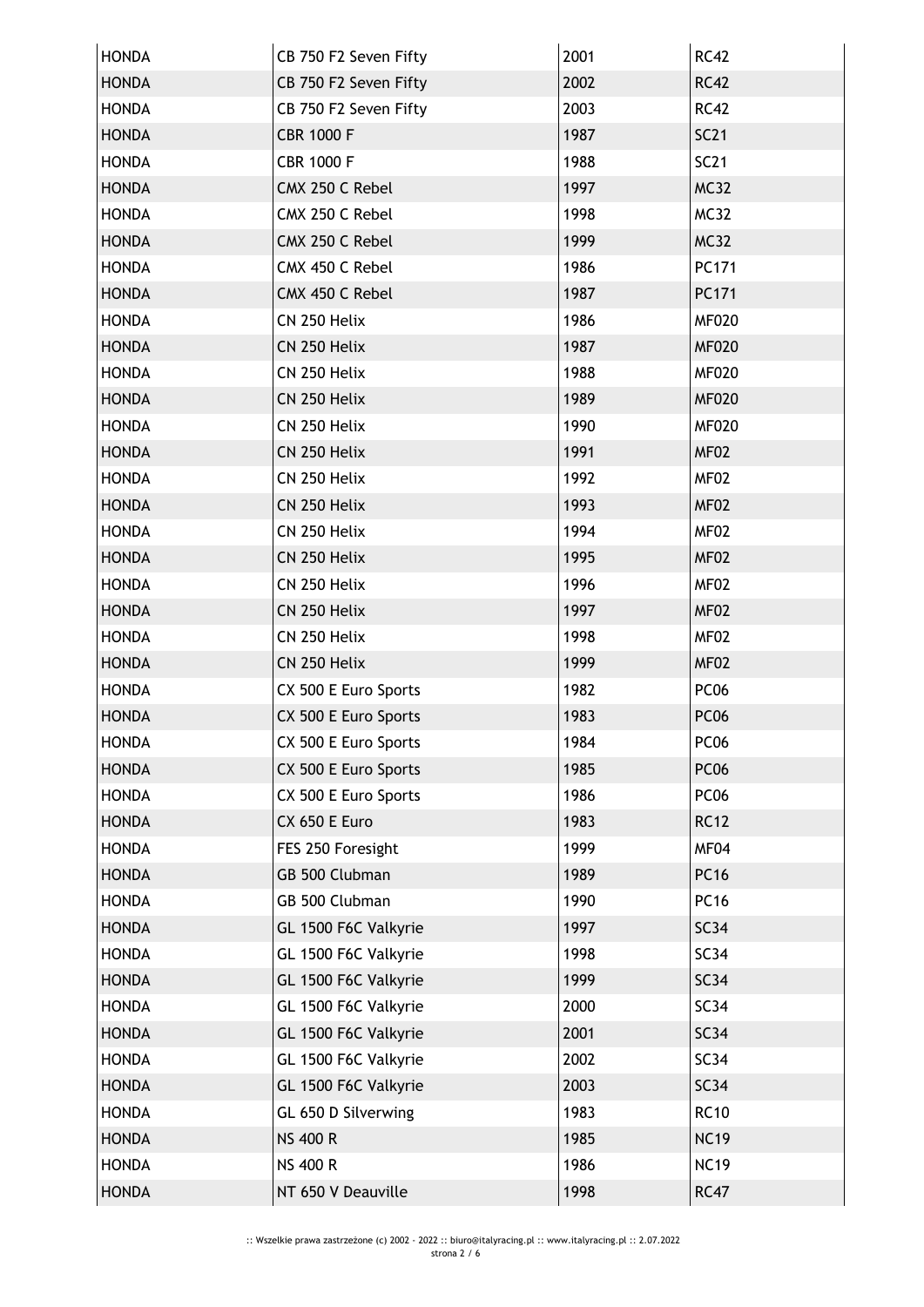| HONDA | CB 750 F2 Seven Fifty | 2001 | RC42 |
|---|---|---|---|
| HONDA | CB 750 F2 Seven Fifty | 2002 | RC42 |
| HONDA | CB 750 F2 Seven Fifty | 2003 | RC42 |
| HONDA | CBR 1000 F | 1987 | SC21 |
| HONDA | CBR 1000 F | 1988 | SC21 |
| HONDA | CMX 250 C Rebel | 1997 | MC32 |
| HONDA | CMX 250 C Rebel | 1998 | MC32 |
| HONDA | CMX 250 C Rebel | 1999 | MC32 |
| HONDA | CMX 450 C Rebel | 1986 | PC171 |
| HONDA | CMX 450 C Rebel | 1987 | PC171 |
| HONDA | CN 250 Helix | 1986 | MF020 |
| HONDA | CN 250 Helix | 1987 | MF020 |
| HONDA | CN 250 Helix | 1988 | MF020 |
| HONDA | CN 250 Helix | 1989 | MF020 |
| HONDA | CN 250 Helix | 1990 | MF020 |
| HONDA | CN 250 Helix | 1991 | MF02 |
| HONDA | CN 250 Helix | 1992 | MF02 |
| HONDA | CN 250 Helix | 1993 | MF02 |
| HONDA | CN 250 Helix | 1994 | MF02 |
| HONDA | CN 250 Helix | 1995 | MF02 |
| HONDA | CN 250 Helix | 1996 | MF02 |
| HONDA | CN 250 Helix | 1997 | MF02 |
| HONDA | CN 250 Helix | 1998 | MF02 |
| HONDA | CN 250 Helix | 1999 | MF02 |
| HONDA | CX 500 E Euro Sports | 1982 | PC06 |
| HONDA | CX 500 E Euro Sports | 1983 | PC06 |
| HONDA | CX 500 E Euro Sports | 1984 | PC06 |
| HONDA | CX 500 E Euro Sports | 1985 | PC06 |
| HONDA | CX 500 E Euro Sports | 1986 | PC06 |
| HONDA | CX 650 E Euro | 1983 | RC12 |
| HONDA | FES 250 Foresight | 1999 | MF04 |
| HONDA | GB 500 Clubman | 1989 | PC16 |
| HONDA | GB 500 Clubman | 1990 | PC16 |
| HONDA | GL 1500 F6C Valkyrie | 1997 | SC34 |
| HONDA | GL 1500 F6C Valkyrie | 1998 | SC34 |
| HONDA | GL 1500 F6C Valkyrie | 1999 | SC34 |
| HONDA | GL 1500 F6C Valkyrie | 2000 | SC34 |
| HONDA | GL 1500 F6C Valkyrie | 2001 | SC34 |
| HONDA | GL 1500 F6C Valkyrie | 2002 | SC34 |
| HONDA | GL 1500 F6C Valkyrie | 2003 | SC34 |
| HONDA | GL 650 D Silverwing | 1983 | RC10 |
| HONDA | NS 400 R | 1985 | NC19 |
| HONDA | NS 400 R | 1986 | NC19 |
| HONDA | NT 650 V Deauville | 1998 | RC47 |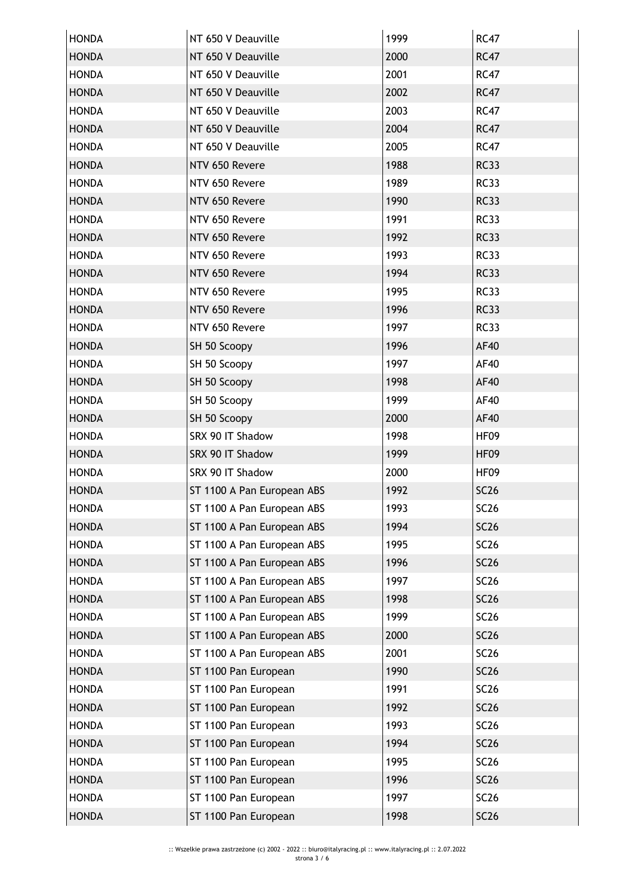| HONDA | NT 650 V Deauville | 1999 | RC47 |
|---|---|---|---|
| HONDA | NT 650 V Deauville | 2000 | RC47 |
| HONDA | NT 650 V Deauville | 2001 | RC47 |
| HONDA | NT 650 V Deauville | 2002 | RC47 |
| HONDA | NT 650 V Deauville | 2003 | RC47 |
| HONDA | NT 650 V Deauville | 2004 | RC47 |
| HONDA | NT 650 V Deauville | 2005 | RC47 |
| HONDA | NTV 650 Revere | 1988 | RC33 |
| HONDA | NTV 650 Revere | 1989 | RC33 |
| HONDA | NTV 650 Revere | 1990 | RC33 |
| HONDA | NTV 650 Revere | 1991 | RC33 |
| HONDA | NTV 650 Revere | 1992 | RC33 |
| HONDA | NTV 650 Revere | 1993 | RC33 |
| HONDA | NTV 650 Revere | 1994 | RC33 |
| HONDA | NTV 650 Revere | 1995 | RC33 |
| HONDA | NTV 650 Revere | 1996 | RC33 |
| HONDA | NTV 650 Revere | 1997 | RC33 |
| HONDA | SH 50 Scoopy | 1996 | AF40 |
| HONDA | SH 50 Scoopy | 1997 | AF40 |
| HONDA | SH 50 Scoopy | 1998 | AF40 |
| HONDA | SH 50 Scoopy | 1999 | AF40 |
| HONDA | SH 50 Scoopy | 2000 | AF40 |
| HONDA | SRX 90 IT Shadow | 1998 | HF09 |
| HONDA | SRX 90 IT Shadow | 1999 | HF09 |
| HONDA | SRX 90 IT Shadow | 2000 | HF09 |
| HONDA | ST 1100 A Pan European ABS | 1992 | SC26 |
| HONDA | ST 1100 A Pan European ABS | 1993 | SC26 |
| HONDA | ST 1100 A Pan European ABS | 1994 | SC26 |
| HONDA | ST 1100 A Pan European ABS | 1995 | SC26 |
| HONDA | ST 1100 A Pan European ABS | 1996 | SC26 |
| HONDA | ST 1100 A Pan European ABS | 1997 | SC26 |
| HONDA | ST 1100 A Pan European ABS | 1998 | SC26 |
| HONDA | ST 1100 A Pan European ABS | 1999 | SC26 |
| HONDA | ST 1100 A Pan European ABS | 2000 | SC26 |
| HONDA | ST 1100 A Pan European ABS | 2001 | SC26 |
| HONDA | ST 1100 Pan European | 1990 | SC26 |
| HONDA | ST 1100 Pan European | 1991 | SC26 |
| HONDA | ST 1100 Pan European | 1992 | SC26 |
| HONDA | ST 1100 Pan European | 1993 | SC26 |
| HONDA | ST 1100 Pan European | 1994 | SC26 |
| HONDA | ST 1100 Pan European | 1995 | SC26 |
| HONDA | ST 1100 Pan European | 1996 | SC26 |
| HONDA | ST 1100 Pan European | 1997 | SC26 |
| HONDA | ST 1100 Pan European | 1998 | SC26 |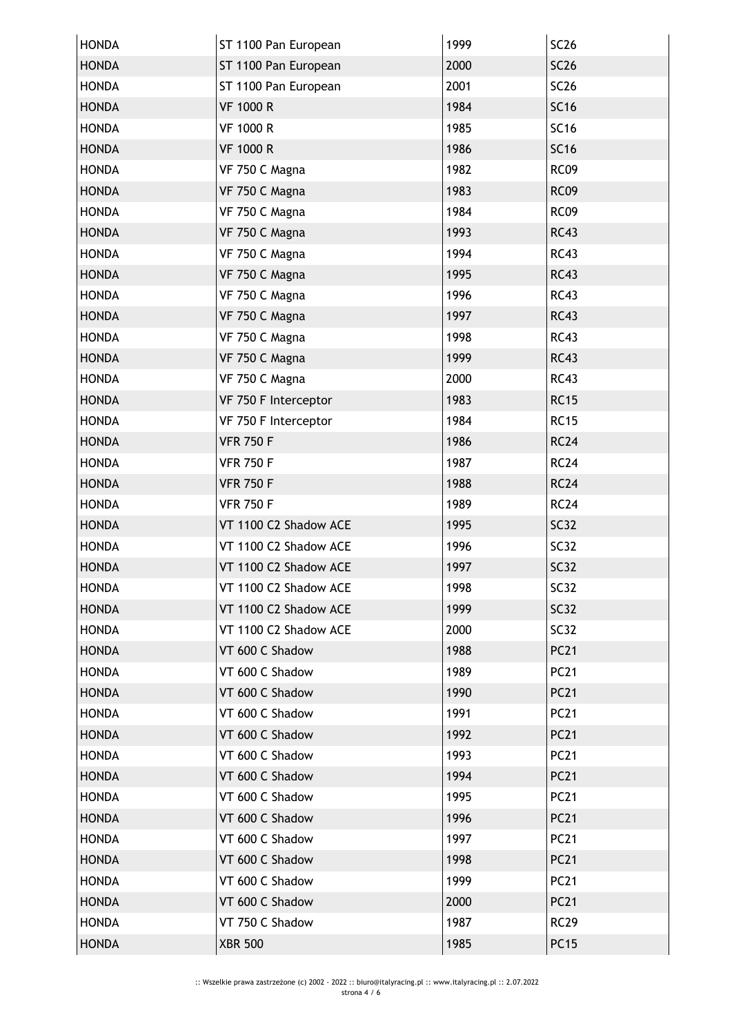| HONDA | ST 1100 Pan European | 1999 | SC26 |
|---|---|---|---|
| HONDA | ST 1100 Pan European | 2000 | SC26 |
| HONDA | ST 1100 Pan European | 2001 | SC26 |
| HONDA | VF 1000 R | 1984 | SC16 |
| HONDA | VF 1000 R | 1985 | SC16 |
| HONDA | VF 1000 R | 1986 | SC16 |
| HONDA | VF 750 C Magna | 1982 | RC09 |
| HONDA | VF 750 C Magna | 1983 | RC09 |
| HONDA | VF 750 C Magna | 1984 | RC09 |
| HONDA | VF 750 C Magna | 1993 | RC43 |
| HONDA | VF 750 C Magna | 1994 | RC43 |
| HONDA | VF 750 C Magna | 1995 | RC43 |
| HONDA | VF 750 C Magna | 1996 | RC43 |
| HONDA | VF 750 C Magna | 1997 | RC43 |
| HONDA | VF 750 C Magna | 1998 | RC43 |
| HONDA | VF 750 C Magna | 1999 | RC43 |
| HONDA | VF 750 C Magna | 2000 | RC43 |
| HONDA | VF 750 F Interceptor | 1983 | RC15 |
| HONDA | VF 750 F Interceptor | 1984 | RC15 |
| HONDA | VFR 750 F | 1986 | RC24 |
| HONDA | VFR 750 F | 1987 | RC24 |
| HONDA | VFR 750 F | 1988 | RC24 |
| HONDA | VFR 750 F | 1989 | RC24 |
| HONDA | VT 1100 C2 Shadow ACE | 1995 | SC32 |
| HONDA | VT 1100 C2 Shadow ACE | 1996 | SC32 |
| HONDA | VT 1100 C2 Shadow ACE | 1997 | SC32 |
| HONDA | VT 1100 C2 Shadow ACE | 1998 | SC32 |
| HONDA | VT 1100 C2 Shadow ACE | 1999 | SC32 |
| HONDA | VT 1100 C2 Shadow ACE | 2000 | SC32 |
| HONDA | VT 600 C Shadow | 1988 | PC21 |
| HONDA | VT 600 C Shadow | 1989 | PC21 |
| HONDA | VT 600 C Shadow | 1990 | PC21 |
| HONDA | VT 600 C Shadow | 1991 | PC21 |
| HONDA | VT 600 C Shadow | 1992 | PC21 |
| HONDA | VT 600 C Shadow | 1993 | PC21 |
| HONDA | VT 600 C Shadow | 1994 | PC21 |
| HONDA | VT 600 C Shadow | 1995 | PC21 |
| HONDA | VT 600 C Shadow | 1996 | PC21 |
| HONDA | VT 600 C Shadow | 1997 | PC21 |
| HONDA | VT 600 C Shadow | 1998 | PC21 |
| HONDA | VT 600 C Shadow | 1999 | PC21 |
| HONDA | VT 600 C Shadow | 2000 | PC21 |
| HONDA | VT 750 C Shadow | 1987 | RC29 |
| HONDA | XBR 500 | 1985 | PC15 |

:: Wszelkie prawa zastrzeżone (c) 2002 - 2022 :: biuro@italyracing.pl :: www.italyracing.pl :: 2.07.2022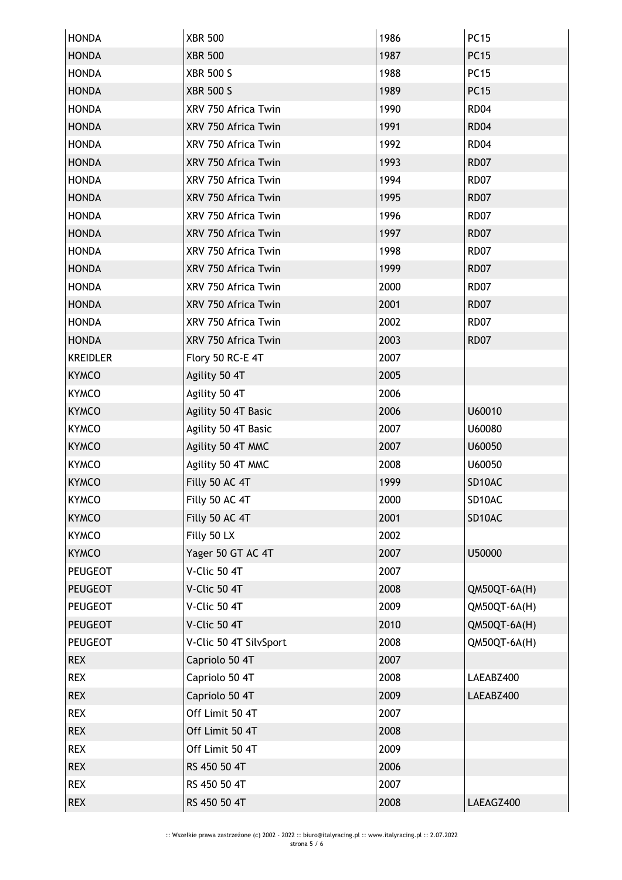| | | | |
|---|---|---|---|
| HONDA | XBR 500 | 1986 | PC15 |
| HONDA | XBR 500 | 1987 | PC15 |
| HONDA | XBR 500 S | 1988 | PC15 |
| HONDA | XBR 500 S | 1989 | PC15 |
| HONDA | XRV 750 Africa Twin | 1990 | RD04 |
| HONDA | XRV 750 Africa Twin | 1991 | RD04 |
| HONDA | XRV 750 Africa Twin | 1992 | RD04 |
| HONDA | XRV 750 Africa Twin | 1993 | RD07 |
| HONDA | XRV 750 Africa Twin | 1994 | RD07 |
| HONDA | XRV 750 Africa Twin | 1995 | RD07 |
| HONDA | XRV 750 Africa Twin | 1996 | RD07 |
| HONDA | XRV 750 Africa Twin | 1997 | RD07 |
| HONDA | XRV 750 Africa Twin | 1998 | RD07 |
| HONDA | XRV 750 Africa Twin | 1999 | RD07 |
| HONDA | XRV 750 Africa Twin | 2000 | RD07 |
| HONDA | XRV 750 Africa Twin | 2001 | RD07 |
| HONDA | XRV 750 Africa Twin | 2002 | RD07 |
| HONDA | XRV 750 Africa Twin | 2003 | RD07 |
| KREIDLER | Flory 50 RC-E 4T | 2007 | |
| KYMCO | Agility 50 4T | 2005 | |
| KYMCO | Agility 50 4T | 2006 | |
| KYMCO | Agility 50 4T Basic | 2006 | U60010 |
| KYMCO | Agility 50 4T Basic | 2007 | U60080 |
| KYMCO | Agility 50 4T MMC | 2007 | U60050 |
| KYMCO | Agility 50 4T MMC | 2008 | U60050 |
| KYMCO | Filly 50 AC 4T | 1999 | SD10AC |
| KYMCO | Filly 50 AC 4T | 2000 | SD10AC |
| KYMCO | Filly 50 AC 4T | 2001 | SD10AC |
| KYMCO | Filly 50 LX | 2002 | |
| KYMCO | Yager 50 GT AC 4T | 2007 | U50000 |
| PEUGEOT | V-Clic 50 4T | 2007 | |
| PEUGEOT | V-Clic 50 4T | 2008 | QM50QT-6A(H) |
| PEUGEOT | V-Clic 50 4T | 2009 | QM50QT-6A(H) |
| PEUGEOT | V-Clic 50 4T | 2010 | QM50QT-6A(H) |
| PEUGEOT | V-Clic 50 4T SilvSport | 2008 | QM50QT-6A(H) |
| REX | Capriolo 50 4T | 2007 | |
| REX | Capriolo 50 4T | 2008 | LAEABZ400 |
| REX | Capriolo 50 4T | 2009 | LAEABZ400 |
| REX | Off Limit 50 4T | 2007 | |
| REX | Off Limit 50 4T | 2008 | |
| REX | Off Limit 50 4T | 2009 | |
| REX | RS 450 50 4T | 2006 | |
| REX | RS 450 50 4T | 2007 | |
| REX | RS 450 50 4T | 2008 | LAEAGZ400 |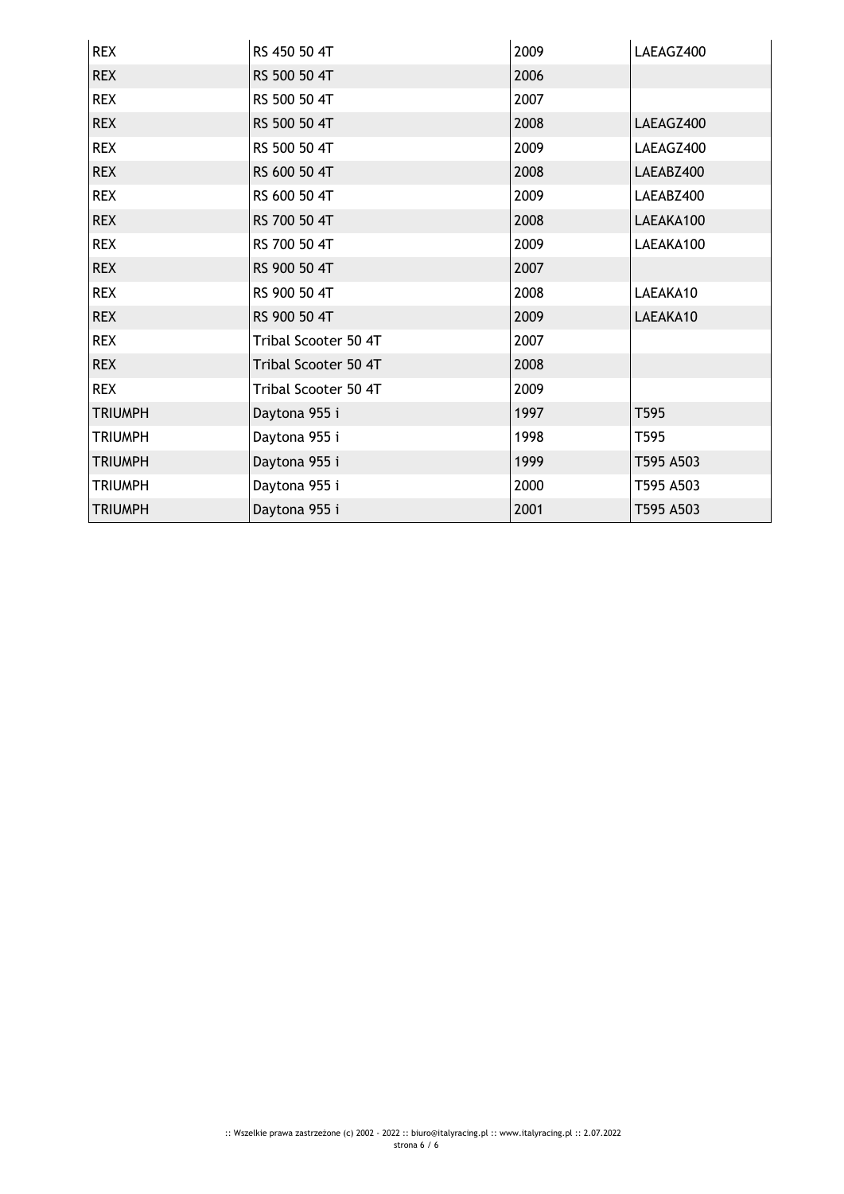| | | | |
|---|---|---|---|
| REX | RS 450 50 4T | 2009 | LAEAGZ400 |
| REX | RS 500 50 4T | 2006 | |
| REX | RS 500 50 4T | 2007 | |
| REX | RS 500 50 4T | 2008 | LAEAGZ400 |
| REX | RS 500 50 4T | 2009 | LAEAGZ400 |
| REX | RS 600 50 4T | 2008 | LAEABZ400 |
| REX | RS 600 50 4T | 2009 | LAEABZ400 |
| REX | RS 700 50 4T | 2008 | LAEAKA100 |
| REX | RS 700 50 4T | 2009 | LAEAKA100 |
| REX | RS 900 50 4T | 2007 | |
| REX | RS 900 50 4T | 2008 | LAEAKA10 |
| REX | RS 900 50 4T | 2009 | LAEAKA10 |
| REX | Tribal Scooter 50 4T | 2007 | |
| REX | Tribal Scooter 50 4T | 2008 | |
| REX | Tribal Scooter 50 4T | 2009 | |
| TRIUMPH | Daytona 955 i | 1997 | T595 |
| TRIUMPH | Daytona 955 i | 1998 | T595 |
| TRIUMPH | Daytona 955 i | 1999 | T595 A503 |
| TRIUMPH | Daytona 955 i | 2000 | T595 A503 |
| TRIUMPH | Daytona 955 i | 2001 | T595 A503 |

:: Wszelkie prawa zastrzeżone (c) 2002 - 2022 :: biuro@italyracing.pl :: www.italyracing.pl :: 2.07.2022